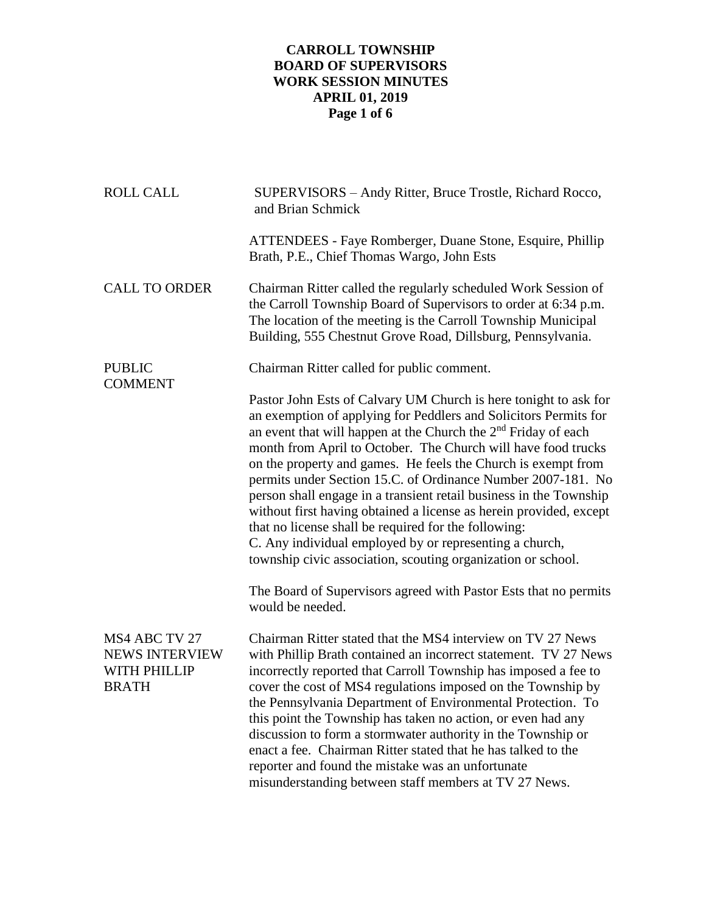**CARROLL TOWNSHIP**
**BOARD OF SUPERVISORS**
**WORK SESSION MINUTES**
**APRIL 01, 2019**

**ROLL CALL**

SUPERVISORS – Andy Ritter, Bruce Trostle, Richard Rocco, and Brian Schmick

ATTENDEES - Faye Romberger, Duane Stone, Esquire, Phillip Brath, P.E., Chief Thomas Wargo, John Ests

**CALL TO ORDER**

Chairman Ritter called the regularly scheduled Work Session of the Carroll Township Board of Supervisors to order at 6:34 p.m. The location of the meeting is the Carroll Township Municipal Building, 555 Chestnut Grove Road, Dillsburg, Pennsylvania.

**PUBLIC COMMENT**

Chairman Ritter called for public comment.

Pastor John Ests of Calvary UM Church is here tonight to ask for an exemption of applying for Peddlers and Solicitors Permits for an event that will happen at the Church the 2nd Friday of each month from April to October. The Church will have food trucks on the property and games. He feels the Church is exempt from permits under Section 15.C. of Ordinance Number 2007-181. No person shall engage in a transient retail business in the Township without first having obtained a license as herein provided, except that no license shall be required for the following:
C. Any individual employed by or representing a church, township civic association, scouting organization or school.

The Board of Supervisors agreed with Pastor Ests that no permits would be needed.

**MS4 ABC TV 27 NEWS INTERVIEW WITH PHILLIP BRATH**

Chairman Ritter stated that the MS4 interview on TV 27 News with Phillip Brath contained an incorrect statement. TV 27 News incorrectly reported that Carroll Township has imposed a fee to cover the cost of MS4 regulations imposed on the Township by the Pennsylvania Department of Environmental Protection. To this point the Township has taken no action, or even had any discussion to form a stormwater authority in the Township or enact a fee. Chairman Ritter stated that he has talked to the reporter and found the mistake was an unfortunate misunderstanding between staff members at TV 27 News.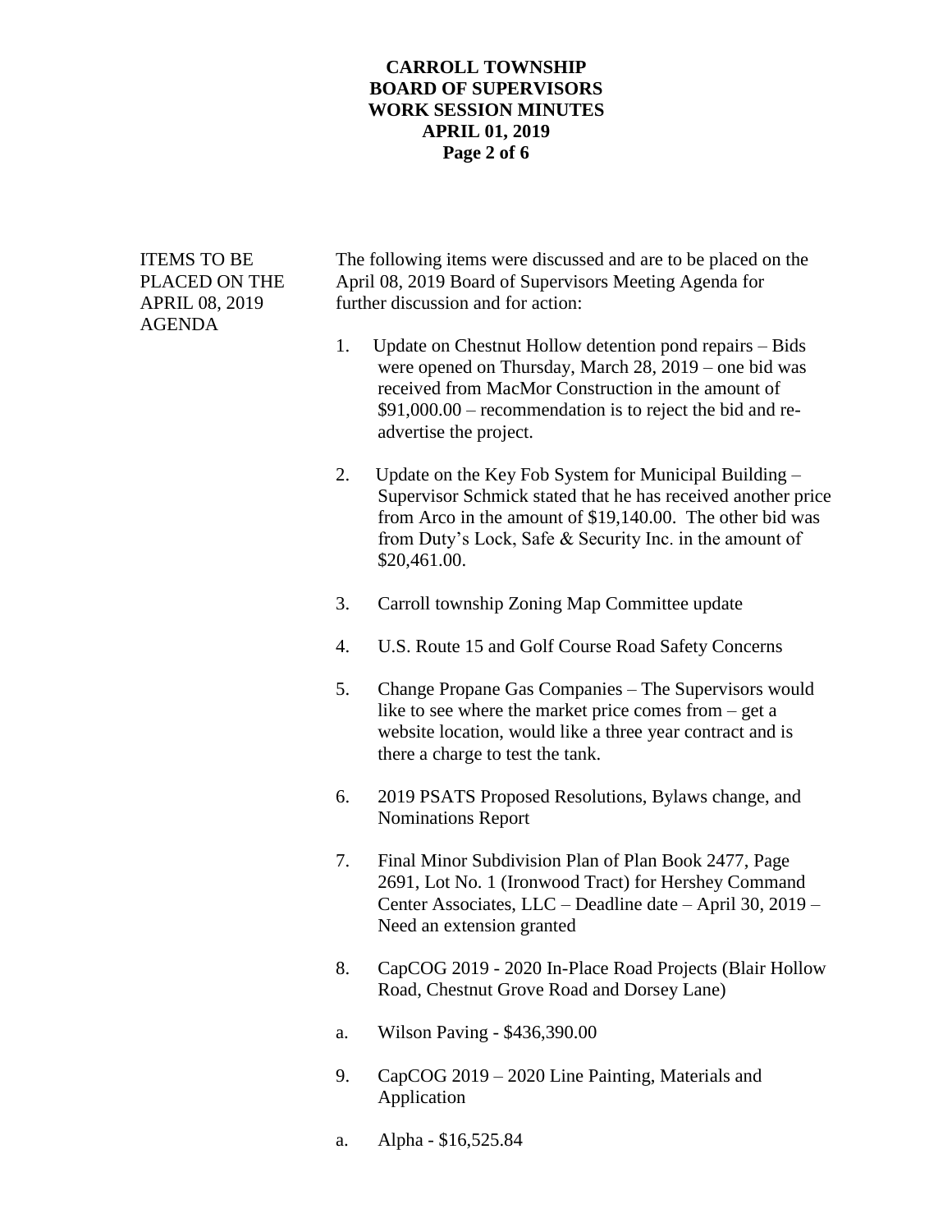**ITEMS TO BE PLACED ON THE APRIL 08, 2019 AGENDA**

The following items were discussed and are to be placed on the April 08, 2019 Board of Supervisors Meeting Agenda for further discussion and for action:

1. Update on Chestnut Hollow detention pond repairs – Bids were opened on Thursday, March 28, 2019 – one bid was received from MacMor Construction in the amount of $91,000.00 – recommendation is to reject the bid and re-advertise the project.

2. Update on the Key Fob System for Municipal Building – Supervisor Schmick stated that he has received another price from Arco in the amount of $19,140.00. The other bid was from Duty's Lock, Safe & Security Inc. in the amount of $20,461.00.

3. Carroll township Zoning Map Committee update

4. U.S. Route 15 and Golf Course Road Safety Concerns

5. Change Propane Gas Companies – The Supervisors would like to see where the market price comes from – get a website location, would like a three year contract and is there a charge to test the tank.

6. 2019 PSATS Proposed Resolutions, Bylaws change, and Nominations Report

7. Final Minor Subdivision Plan of Plan Book 2477, Page 2691, Lot No. 1 (Ironwood Tract) for Hershey Command Center Associates, LLC – Deadline date – April 30, 2019 – Need an extension granted

8. CapCOG 2019 - 2020 In-Place Road Projects (Blair Hollow Road, Chestnut Grove Road and Dorsey Lane)

    a. Wilson Paving - $436,390.00

9. CapCOG 2019 – 2020 Line Painting, Materials and Application

    a. Alpha - $16,525.84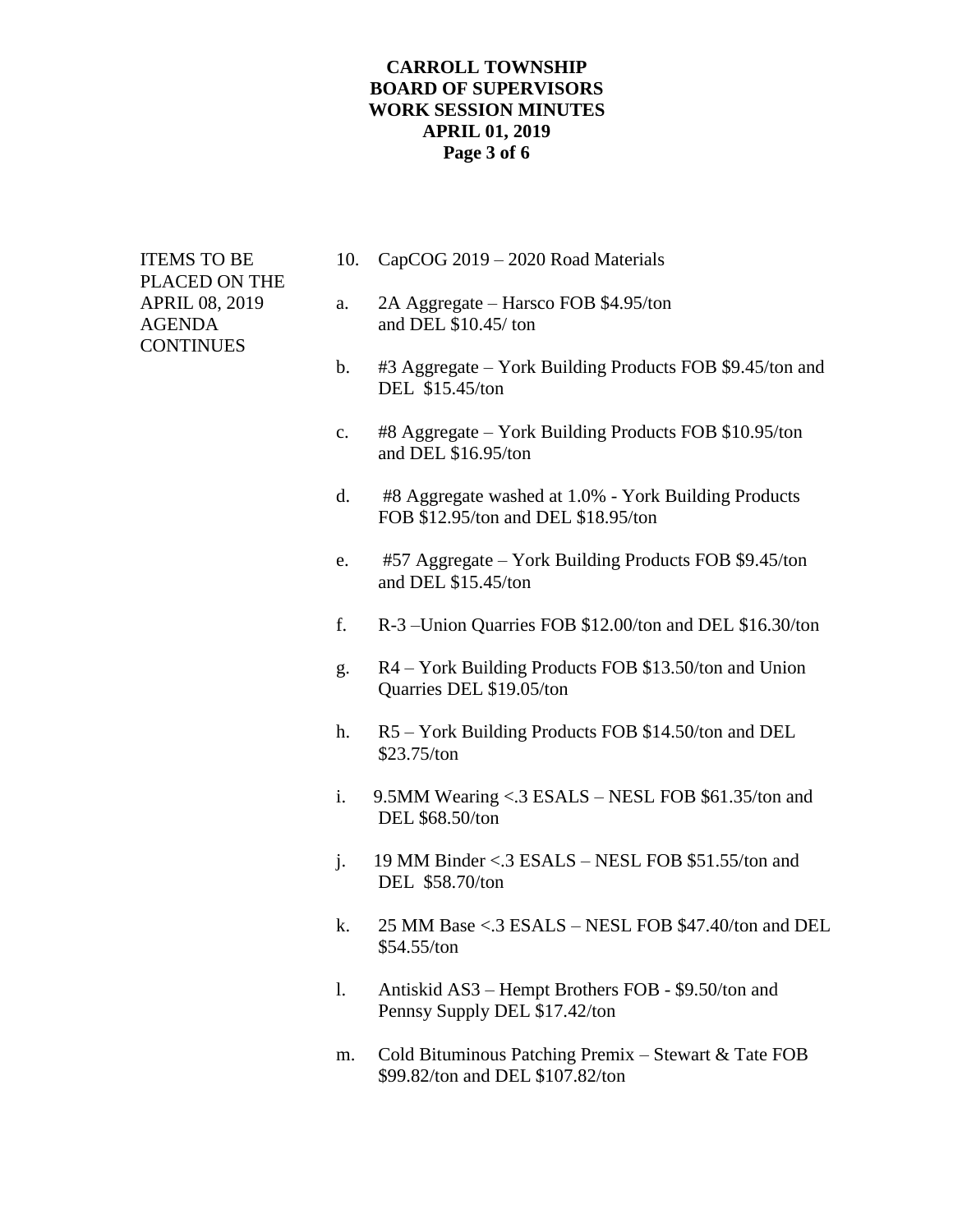ITEMS TO BE PLACED ON THE APRIL 08, 2019 AGENDA CONTINUES

10. CapCOG 2019 – 2020 Road Materials

   a. 2A Aggregate – Harsco FOB $4.95/ton and DEL $10.45/ ton

   b. #3 Aggregate – York Building Products FOB $9.45/ton and DEL $15.45/ton

   c. #8 Aggregate – York Building Products FOB $10.95/ton and DEL $16.95/ton

   d. #8 Aggregate washed at 1.0% - York Building Products FOB $12.95/ton and DEL $18.95/ton

   e. #57 Aggregate – York Building Products FOB $9.45/ton and DEL $15.45/ton

   f. R-3 –Union Quarries FOB $12.00/ton and DEL $16.30/ton

   g. R4 – York Building Products FOB $13.50/ton and Union Quarries DEL $19.05/ton

   h. R5 – York Building Products FOB $14.50/ton and DEL $23.75/ton

   i. 9.5MM Wearing <.3 ESALS – NESL FOB $61.35/ton and DEL $68.50/ton

   j. 19 MM Binder <.3 ESALS – NESL FOB $51.55/ton and DEL $58.70/ton

   k. 25 MM Base <.3 ESALS – NESL FOB $47.40/ton and DEL $54.55/ton

   l. Antiskid AS3 – Hempt Brothers FOB - $9.50/ton and Pennsy Supply DEL $17.42/ton

   m. Cold Bituminous Patching Premix – Stewart & Tate FOB $99.82/ton and DEL $107.82/ton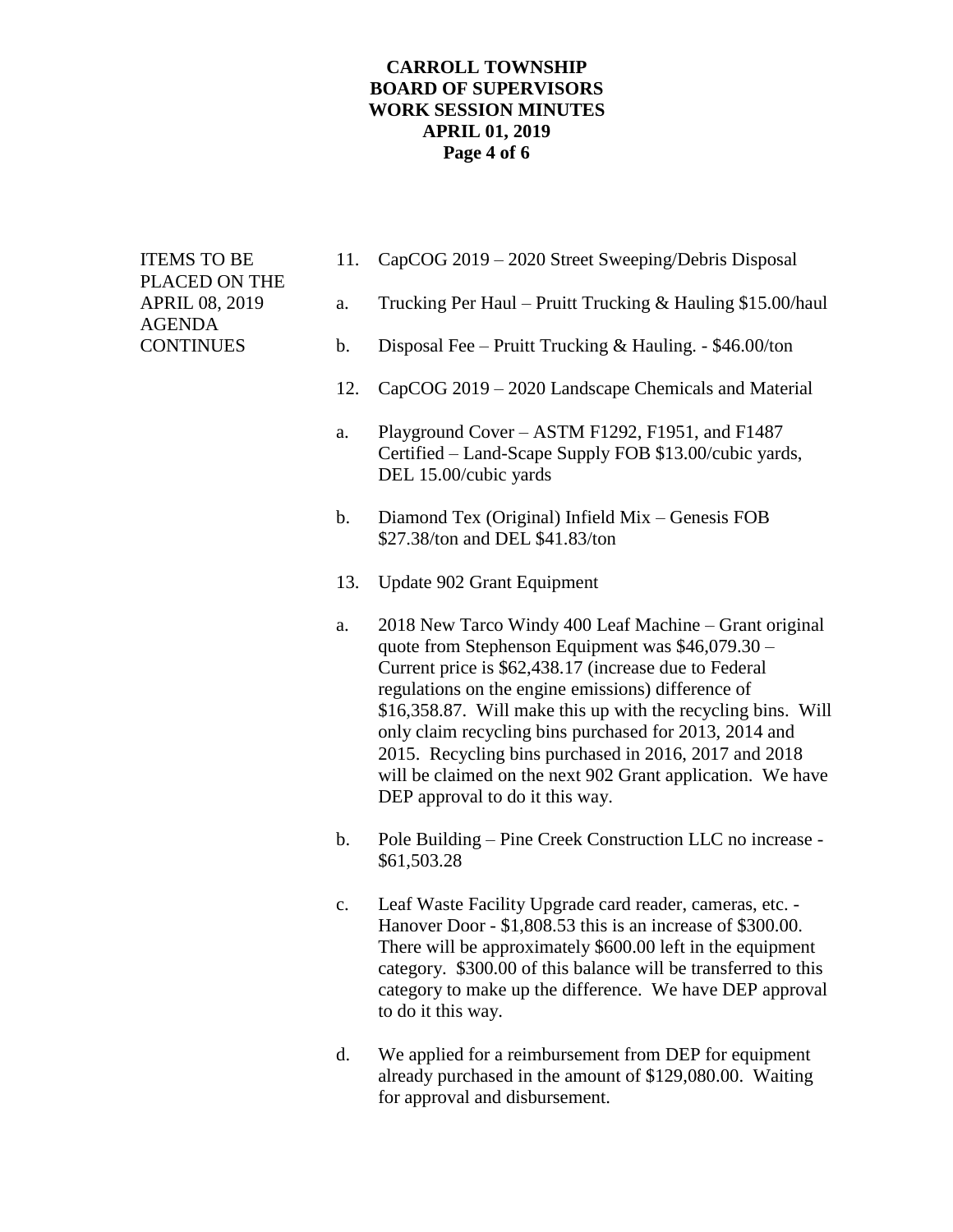**ITEMS TO BE PLACED ON THE APRIL 08, 2019 AGENDA CONTINUES**

11. CapCOG 2019 – 2020 Street Sweeping/Debris Disposal

   a. Trucking Per Haul – Pruitt Trucking & Hauling $15.00/haul

   b. Disposal Fee – Pruitt Trucking & Hauling. - $46.00/ton

12. CapCOG 2019 – 2020 Landscape Chemicals and Material

   a. Playground Cover – ASTM F1292, F1951, and F1487 Certified – Land-Scape Supply FOB $13.00/cubic yards, DEL 15.00/cubic yards

   b. Diamond Tex (Original) Infield Mix – Genesis FOB $27.38/ton and DEL $41.83/ton

13. Update 902 Grant Equipment

   a. 2018 New Tarco Windy 400 Leaf Machine – Grant original quote from Stephenson Equipment was $46,079.30 – Current price is $62,438.17 (increase due to Federal regulations on the engine emissions) difference of $16,358.87. Will make this up with the recycling bins. Will only claim recycling bins purchased for 2013, 2014 and 2015. Recycling bins purchased in 2016, 2017 and 2018 will be claimed on the next 902 Grant application. We have DEP approval to do it this way.

   b. Pole Building – Pine Creek Construction LLC no increase - $61,503.28

   c. Leaf Waste Facility Upgrade card reader, cameras, etc. - Hanover Door - $1,808.53 this is an increase of $300.00. There will be approximately $600.00 left in the equipment category. $300.00 of this balance will be transferred to this category to make up the difference. We have DEP approval to do it this way.

   d. We applied for a reimbursement from DEP for equipment already purchased in the amount of $129,080.00. Waiting for approval and disbursement.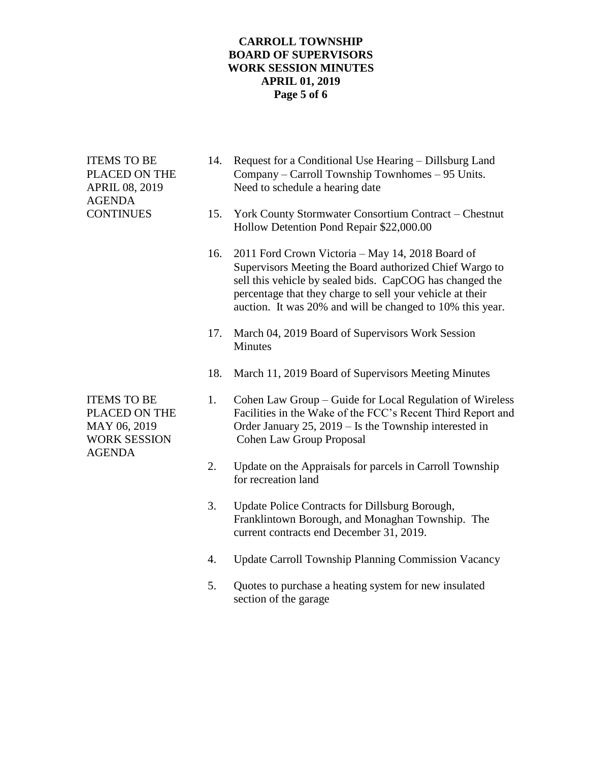**ITEMS TO BE PLACED ON THE APRIL 08, 2019 AGENDA CONTINUES**

14. Request for a Conditional Use Hearing – Dillsburg Land Company – Carroll Township Townhomes – 95 Units. Need to schedule a hearing date

15. York County Stormwater Consortium Contract – Chestnut Hollow Detention Pond Repair $22,000.00

16. 2011 Ford Crown Victoria – May 14, 2018 Board of Supervisors Meeting the Board authorized Chief Wargo to sell this vehicle by sealed bids. CapCOG has changed the percentage that they charge to sell your vehicle at their auction. It was 20% and will be changed to 10% this year.

17. March 04, 2019 Board of Supervisors Work Session Minutes

18. March 11, 2019 Board of Supervisors Meeting Minutes

**ITEMS TO BE PLACED ON THE MAY 06, 2019 WORK SESSION AGENDA**

1. Cohen Law Group – Guide for Local Regulation of Wireless Facilities in the Wake of the FCC's Recent Third Report and Order January 25, 2019 – Is the Township interested in Cohen Law Group Proposal

2. Update on the Appraisals for parcels in Carroll Township for recreation land

3. Update Police Contracts for Dillsburg Borough, Franklintown Borough, and Monaghan Township. The current contracts end December 31, 2019.

4. Update Carroll Township Planning Commission Vacancy

5. Quotes to purchase a heating system for new insulated section of the garage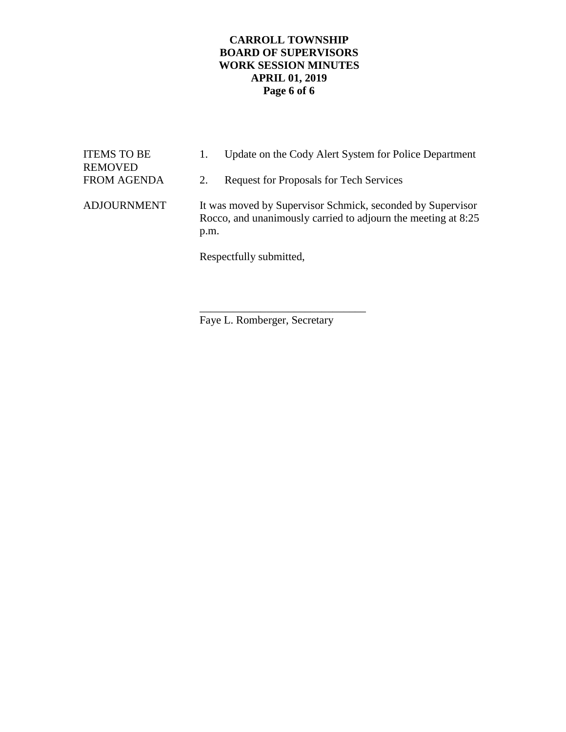**CARROLL TOWNSHIP**
**BOARD OF SUPERVISORS**
**WORK SESSION MINUTES**
**APRIL 01, 2019**

ITEMS TO BE REMOVED FROM AGENDA

1. Update on the Cody Alert System for Police Department
2. Request for Proposals for Tech Services

ADJOURNMENT

It was moved by Supervisor Schmick, seconded by Supervisor Rocco, and unanimously carried to adjourn the meeting at 8:25 p.m.

Respectfully submitted,

\_\_\_\_\_\_\_\_\_\_\_\_\_\_\_\_\_\_\_\_\_\_\_\_\_\_\_\_\_\_
Faye L. Romberger, Secretary